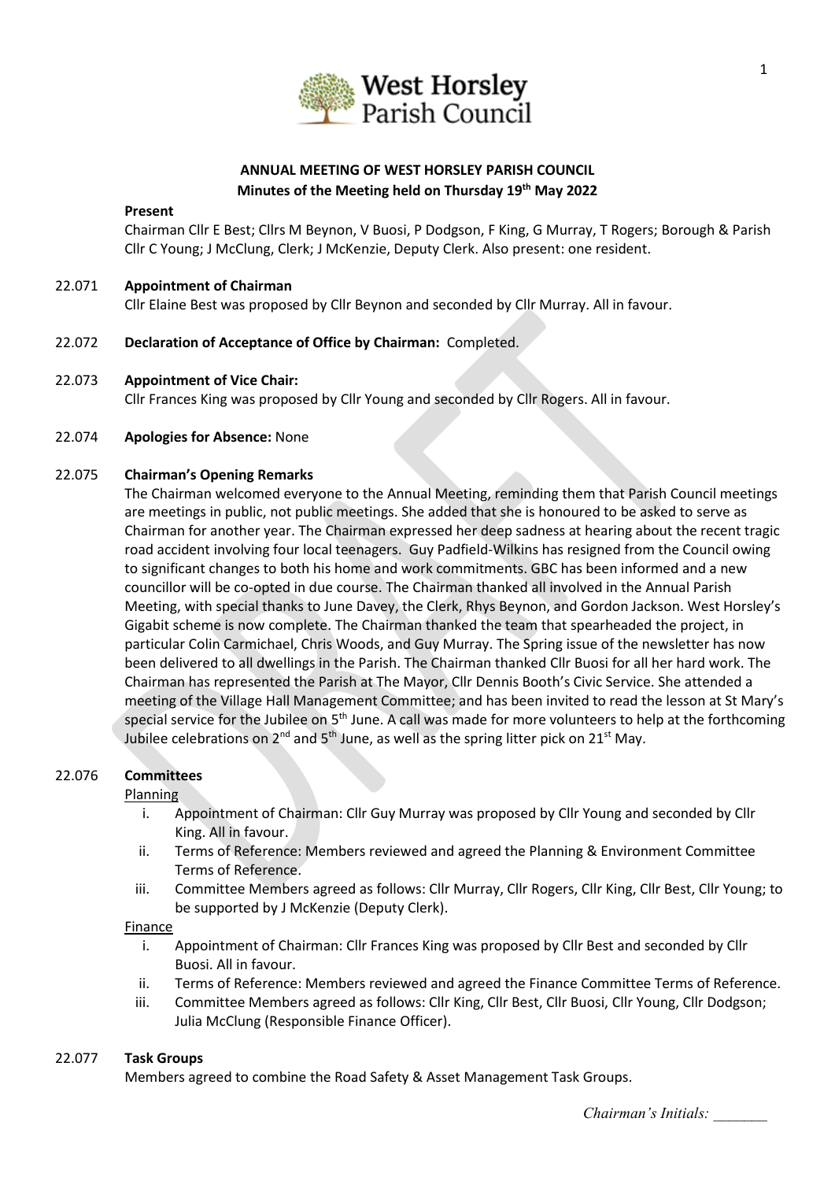West Horsley Parish Council

**ANNUAL MEETING OF WEST HORSLEY PARISH COUNCIL**
**Minutes of the Meeting held on Thursday 19th May 2022**

**Present**

Chairman Cllr E Best; Cllrs M Beynon, V Buosi, P Dodgson, F King, G Murray, T Rogers; Borough & Parish Cllr C Young; J McClung, Clerk; J McKenzie, Deputy Clerk. Also present: one resident.

**22.071 Appointment of Chairman**

Cllr Elaine Best was proposed by Cllr Beynon and seconded by Cllr Murray. All in favour.

**22.072 Declaration of Acceptance of Office by Chairman:** Completed.

**22.073 Appointment of Vice Chair:**

Cllr Frances King was proposed by Cllr Young and seconded by Cllr Rogers. All in favour.

**22.074 Apologies for Absence:** None

**22.075 Chairman's Opening Remarks**

The Chairman welcomed everyone to the Annual Meeting, reminding them that Parish Council meetings are meetings in public, not public meetings. She added that she is honoured to be asked to serve as Chairman for another year. The Chairman expressed her deep sadness at hearing about the recent tragic road accident involving four local teenagers. Guy Padfield-Wilkins has resigned from the Council owing to significant changes to both his home and work commitments. GBC has been informed and a new councillor will be co-opted in due course. The Chairman thanked all involved in the Annual Parish Meeting, with special thanks to June Davey, the Clerk, Rhys Beynon, and Gordon Jackson. West Horsley's Gigabit scheme is now complete. The Chairman thanked the team that spearheaded the project, in particular Colin Carmichael, Chris Woods, and Guy Murray. The Spring issue of the newsletter has now been delivered to all dwellings in the Parish. The Chairman thanked Cllr Buosi for all her hard work. The Chairman has represented the Parish at The Mayor, Cllr Dennis Booth's Civic Service. She attended a meeting of the Village Hall Management Committee; and has been invited to read the lesson at St Mary's special service for the Jubilee on 5th June. A call was made for more volunteers to help at the forthcoming Jubilee celebrations on 2nd and 5th June, as well as the spring litter pick on 21st May.

**22.076 Committees**

Planning

i. Appointment of Chairman: Cllr Guy Murray was proposed by Cllr Young and seconded by Cllr King. All in favour.
ii. Terms of Reference: Members reviewed and agreed the Planning & Environment Committee Terms of Reference.
iii. Committee Members agreed as follows: Cllr Murray, Cllr Rogers, Cllr King, Cllr Best, Cllr Young; to be supported by J McKenzie (Deputy Clerk).

Finance

i. Appointment of Chairman: Cllr Frances King was proposed by Cllr Best and seconded by Cllr Buosi. All in favour.
ii. Terms of Reference: Members reviewed and agreed the Finance Committee Terms of Reference.
iii. Committee Members agreed as follows: Cllr King, Cllr Best, Cllr Buosi, Cllr Young, Cllr Dodgson; Julia McClung (Responsible Finance Officer).

**22.077 Task Groups**

Members agreed to combine the Road Safety & Asset Management Task Groups.

*Chairman's Initials: \_\_\_\_\_\_\_*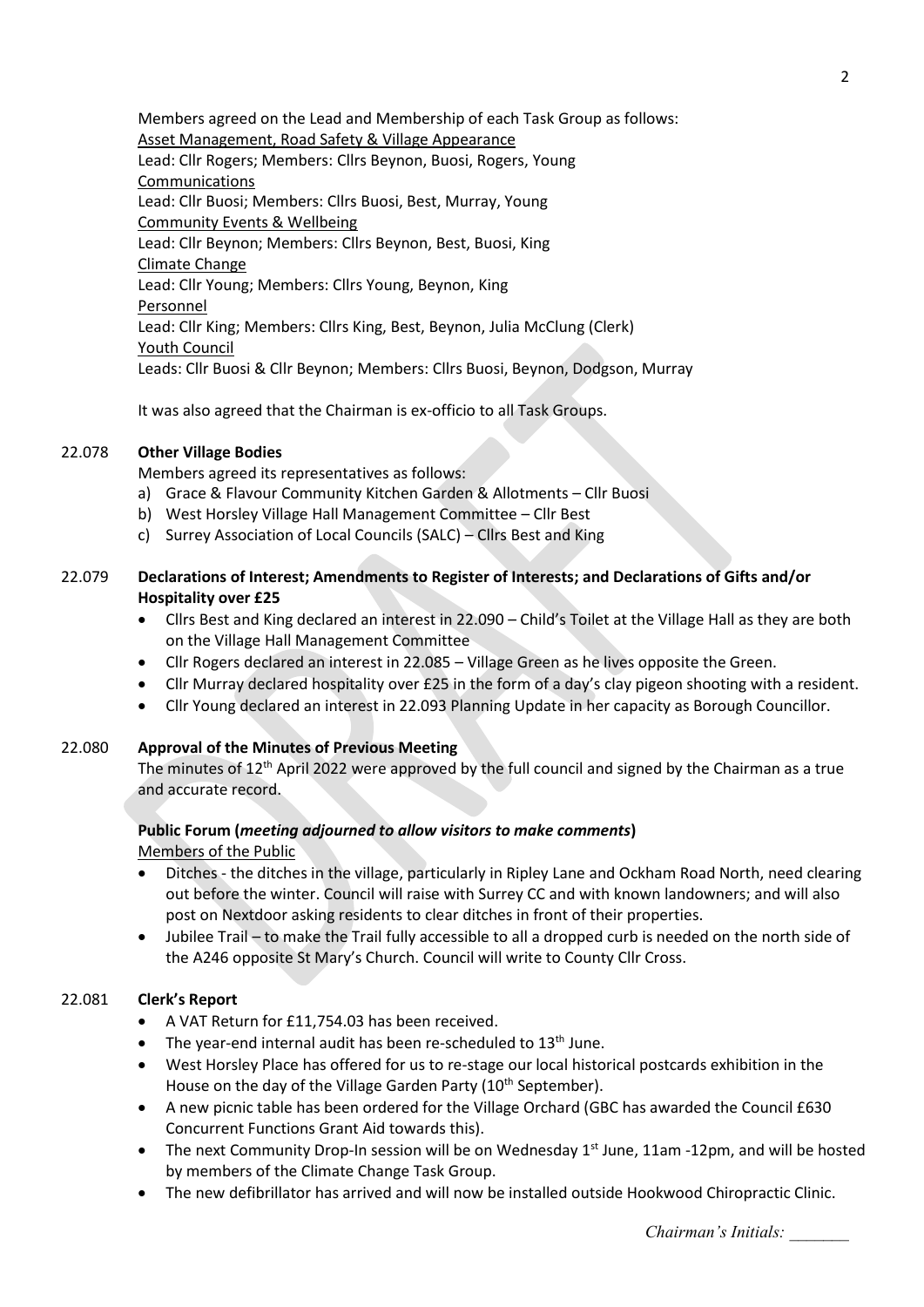Members agreed on the Lead and Membership of each Task Group as follows:

<u>Asset Management, Road Safety & Village Appearance</u>
Lead: Cllr Rogers; Members: Cllrs Beynon, Buosi, Rogers, Young

<u>Communications</u>
Lead: Cllr Buosi; Members: Cllrs Buosi, Best, Murray, Young

<u>Community Events & Wellbeing</u>
Lead: Cllr Beynon; Members: Cllrs Beynon, Best, Buosi, King

<u>Climate Change</u>
Lead: Cllr Young; Members: Cllrs Young, Beynon, King

<u>Personnel</u>
Lead: Cllr King; Members: Cllrs King, Best, Beynon, Julia McClung (Clerk)

<u>Youth Council</u>
Leads: Cllr Buosi & Cllr Beynon; Members: Cllrs Buosi, Beynon, Dodgson, Murray

It was also agreed that the Chairman is ex-officio to all Task Groups.

**22.078 Other Village Bodies**

Members agreed its representatives as follows:

a) Grace & Flavour Community Kitchen Garden & Allotments – Cllr Buosi
b) West Horsley Village Hall Management Committee – Cllr Best
c) Surrey Association of Local Councils (SALC) – Cllrs Best and King

**22.079 Declarations of Interest; Amendments to Register of Interests; and Declarations of Gifts and/or Hospitality over £25**

- Cllrs Best and King declared an interest in 22.090 – Child's Toilet at the Village Hall as they are both on the Village Hall Management Committee
- Cllr Rogers declared an interest in 22.085 – Village Green as he lives opposite the Green.
- Cllr Murray declared hospitality over £25 in the form of a day's clay pigeon shooting with a resident.
- Cllr Young declared an interest in 22.093 Planning Update in her capacity as Borough Councillor.

**22.080 Approval of the Minutes of Previous Meeting**

The minutes of 12th April 2022 were approved by the full council and signed by the Chairman as a true and accurate record.

**Public Forum (*meeting adjourned to allow visitors to make comments*)**

<u>Members of the Public</u>

- Ditches - the ditches in the village, particularly in Ripley Lane and Ockham Road North, need clearing out before the winter. Council will raise with Surrey CC and with known landowners; and will also post on Nextdoor asking residents to clear ditches in front of their properties.
- Jubilee Trail – to make the Trail fully accessible to all a dropped curb is needed on the north side of the A246 opposite St Mary's Church. Council will write to County Cllr Cross.

**22.081 Clerk's Report**

- A VAT Return for £11,754.03 has been received.
- The year-end internal audit has been re-scheduled to 13th June.
- West Horsley Place has offered for us to re-stage our local historical postcards exhibition in the House on the day of the Village Garden Party (10th September).
- A new picnic table has been ordered for the Village Orchard (GBC has awarded the Council £630 Concurrent Functions Grant Aid towards this).
- The next Community Drop-In session will be on Wednesday 1st June, 11am -12pm, and will be hosted by members of the Climate Change Task Group.
- The new defibrillator has arrived and will now be installed outside Hookwood Chiropractic Clinic.

*Chairman's Initials: \_\_\_\_\_\_\_*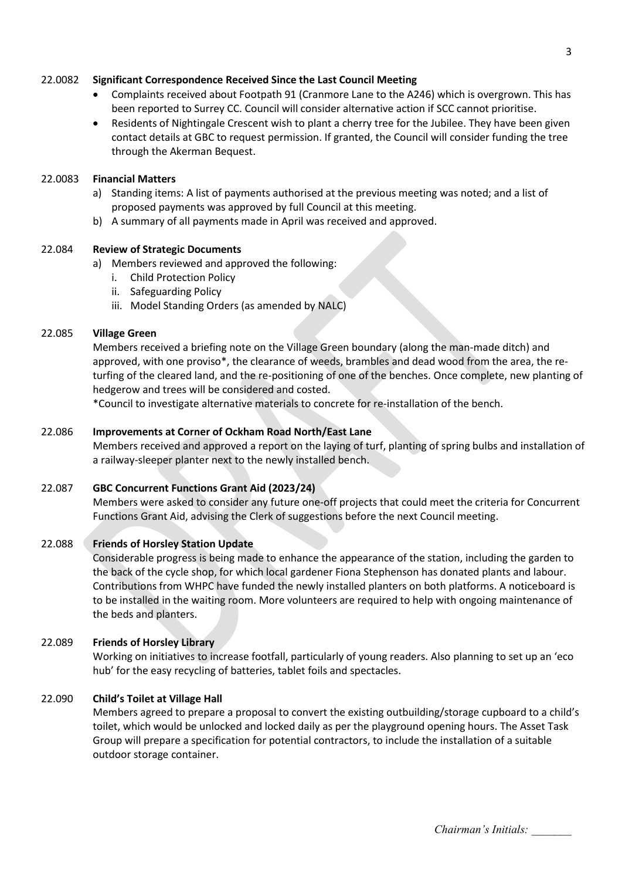**22.0082 Significant Correspondence Received Since the Last Council Meeting**

- Complaints received about Footpath 91 (Cranmore Lane to the A246) which is overgrown. This has been reported to Surrey CC. Council will consider alternative action if SCC cannot prioritise.
- Residents of Nightingale Crescent wish to plant a cherry tree for the Jubilee. They have been given contact details at GBC to request permission. If granted, the Council will consider funding the tree through the Akerman Bequest.

**22.0083 Financial Matters**

a) Standing items: A list of payments authorised at the previous meeting was noted; and a list of proposed payments was approved by full Council at this meeting.
b) A summary of all payments made in April was received and approved.

**22.084 Review of Strategic Documents**

a) Members reviewed and approved the following:
   i. Child Protection Policy
   ii. Safeguarding Policy
   iii. Model Standing Orders (as amended by NALC)

**22.085 Village Green**

Members received a briefing note on the Village Green boundary (along the man-made ditch) and approved, with one proviso*, the clearance of weeds, brambles and dead wood from the area, the re-turfing of the cleared land, and the re-positioning of one of the benches. Once complete, new planting of hedgerow and trees will be considered and costed.

*Council to investigate alternative materials to concrete for re-installation of the bench.

**22.086 Improvements at Corner of Ockham Road North/East Lane**

Members received and approved a report on the laying of turf, planting of spring bulbs and installation of a railway-sleeper planter next to the newly installed bench.

**22.087 GBC Concurrent Functions Grant Aid (2023/24)**

Members were asked to consider any future one-off projects that could meet the criteria for Concurrent Functions Grant Aid, advising the Clerk of suggestions before the next Council meeting.

**22.088 Friends of Horsley Station Update**

Considerable progress is being made to enhance the appearance of the station, including the garden to the back of the cycle shop, for which local gardener Fiona Stephenson has donated plants and labour. Contributions from WHPC have funded the newly installed planters on both platforms. A noticeboard is to be installed in the waiting room. More volunteers are required to help with ongoing maintenance of the beds and planters.

**22.089 Friends of Horsley Library**

Working on initiatives to increase footfall, particularly of young readers. Also planning to set up an 'eco hub' for the easy recycling of batteries, tablet foils and spectacles.

**22.090 Child's Toilet at Village Hall**

Members agreed to prepare a proposal to convert the existing outbuilding/storage cupboard to a child's toilet, which would be unlocked and locked daily as per the playground opening hours. The Asset Task Group will prepare a specification for potential contractors, to include the installation of a suitable outdoor storage container.

*Chairman's Initials: _______*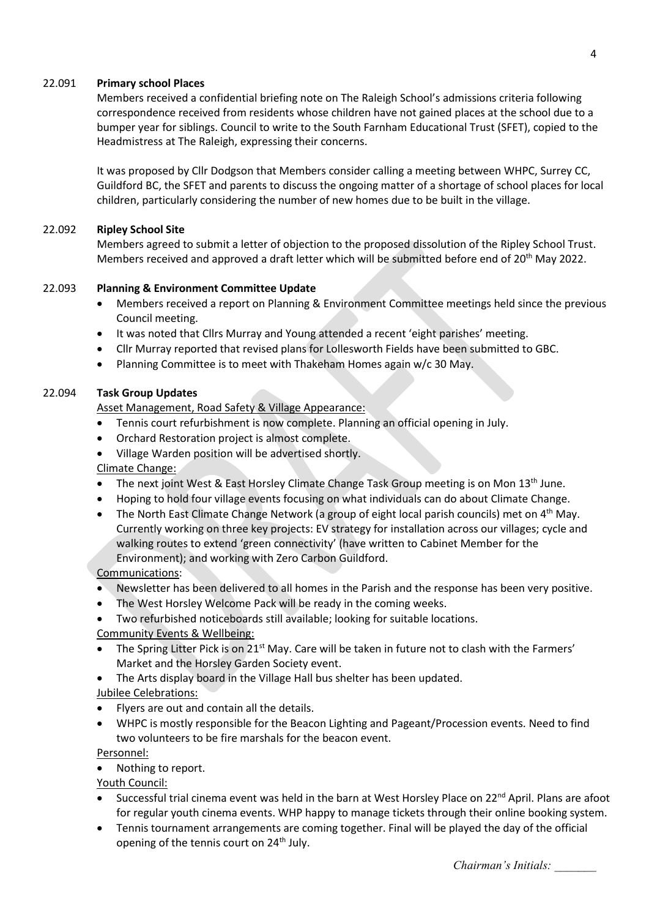## 22.091 **Primary school Places**

Members received a confidential briefing note on The Raleigh School's admissions criteria following correspondence received from residents whose children have not gained places at the school due to a bumper year for siblings. Council to write to the South Farnham Educational Trust (SFET), copied to the Headmistress at The Raleigh, expressing their concerns.

It was proposed by Cllr Dodgson that Members consider calling a meeting between WHPC, Surrey CC, Guildford BC, the SFET and parents to discuss the ongoing matter of a shortage of school places for local children, particularly considering the number of new homes due to be built in the village.

## 22.092 **Ripley School Site**

Members agreed to submit a letter of objection to the proposed dissolution of the Ripley School Trust. Members received and approved a draft letter which will be submitted before end of 20th May 2022.

## 22.093 **Planning & Environment Committee Update**

- Members received a report on Planning & Environment Committee meetings held since the previous Council meeting.
- It was noted that Cllrs Murray and Young attended a recent 'eight parishes' meeting.
- Cllr Murray reported that revised plans for Lollesworth Fields have been submitted to GBC.
- Planning Committee is to meet with Thakeham Homes again w/c 30 May.

## 22.094 **Task Group Updates**

Asset Management, Road Safety & Village Appearance:

- Tennis court refurbishment is now complete. Planning an official opening in July.
- Orchard Restoration project is almost complete.
- Village Warden position will be advertised shortly.

Climate Change:

- The next joint West & East Horsley Climate Change Task Group meeting is on Mon 13th June.
- Hoping to hold four village events focusing on what individuals can do about Climate Change.
- The North East Climate Change Network (a group of eight local parish councils) met on 4th May. Currently working on three key projects: EV strategy for installation across our villages; cycle and walking routes to extend 'green connectivity' (have written to Cabinet Member for the Environment); and working with Zero Carbon Guildford.

Communications:

- Newsletter has been delivered to all homes in the Parish and the response has been very positive.
- The West Horsley Welcome Pack will be ready in the coming weeks.
- Two refurbished noticeboards still available; looking for suitable locations.

Community Events & Wellbeing:

- The Spring Litter Pick is on 21st May. Care will be taken in future not to clash with the Farmers' Market and the Horsley Garden Society event.
- The Arts display board in the Village Hall bus shelter has been updated.

Jubilee Celebrations:

- Flyers are out and contain all the details.
- WHPC is mostly responsible for the Beacon Lighting and Pageant/Procession events. Need to find two volunteers to be fire marshals for the beacon event.

Personnel:

- Nothing to report.

Youth Council:

- Successful trial cinema event was held in the barn at West Horsley Place on 22nd April. Plans are afoot for regular youth cinema events. WHP happy to manage tickets through their online booking system.
- Tennis tournament arrangements are coming together. Final will be played the day of the official opening of the tennis court on 24th July.

*Chairman's Initials: _______*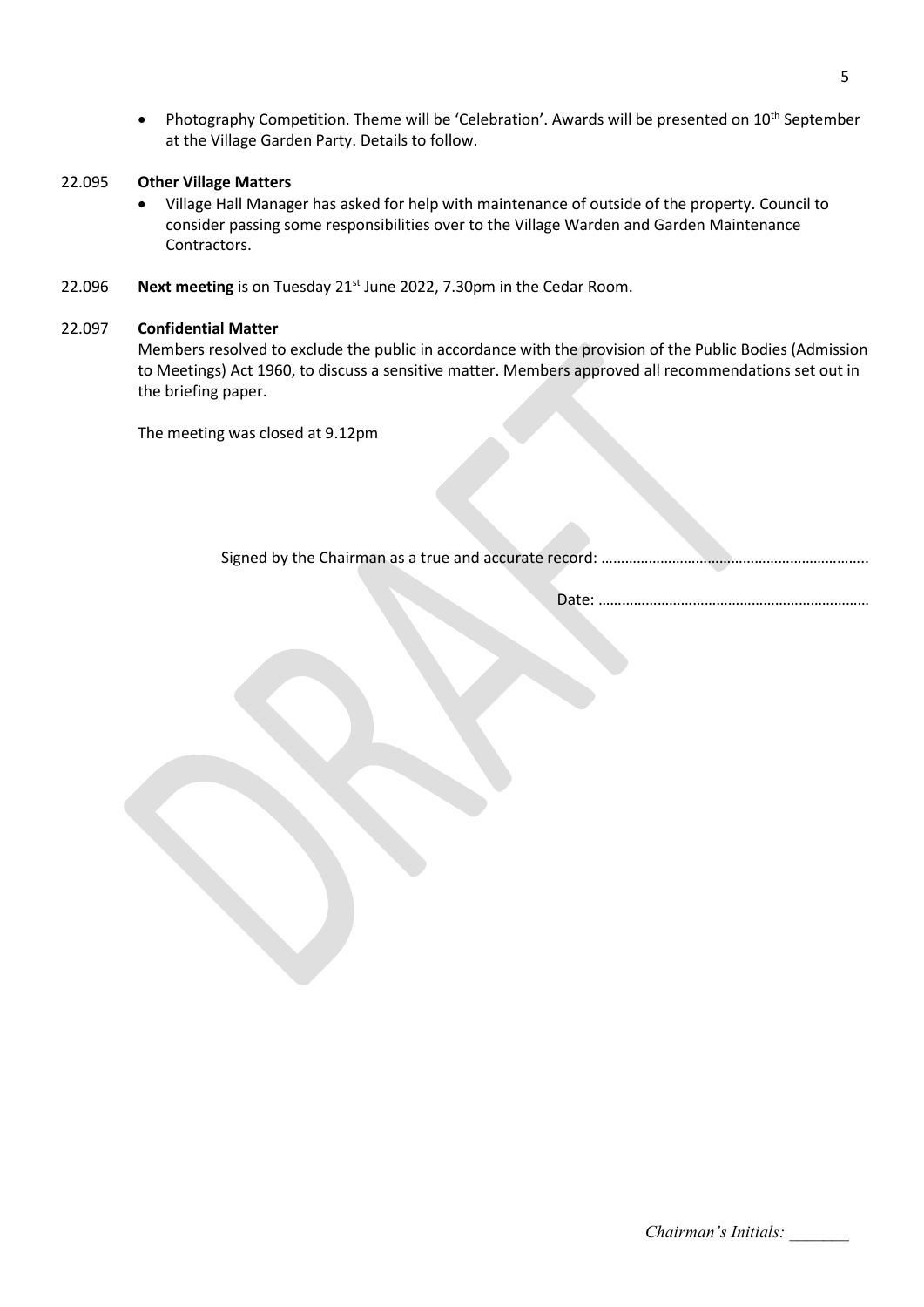- Photography Competition. Theme will be 'Celebration'. Awards will be presented on 10th September at the Village Garden Party. Details to follow.

22.095 **Other Village Matters**

- Village Hall Manager has asked for help with maintenance of outside of the property. Council to consider passing some responsibilities over to the Village Warden and Garden Maintenance Contractors.

22.096 **Next meeting** is on Tuesday 21st June 2022, 7.30pm in the Cedar Room.

22.097 **Confidential Matter**

Members resolved to exclude the public in accordance with the provision of the Public Bodies (Admission to Meetings) Act 1960, to discuss a sensitive matter. Members approved all recommendations set out in the briefing paper.

The meeting was closed at 9.12pm

Signed by the Chairman as a true and accurate record: …………………………………………………………..

Date: ……………………………………………………………

*Chairman's Initials: _______*